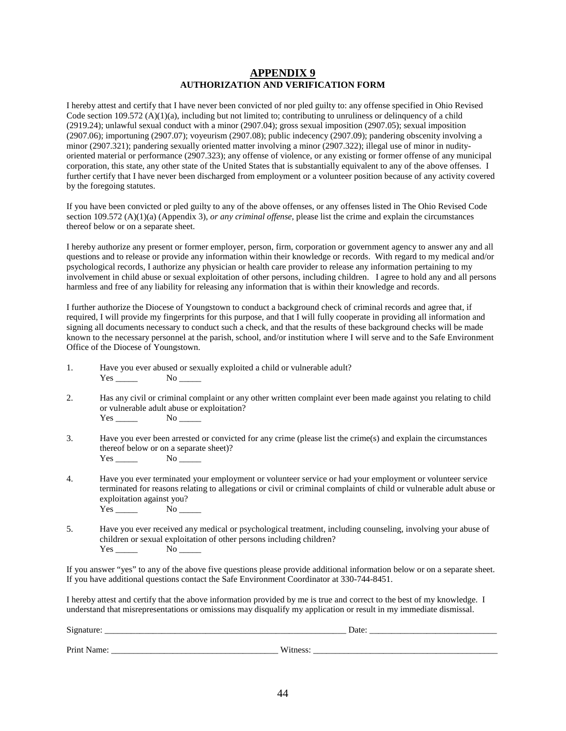# APPENDIX 9

## AUTHORIZATION AND VERIFICATION FORM

I hereby attest and certify that I have never been convicted of nor pled guilty to: any offense specified in Ohio Revised Code section 109.572 (A)(1)(a), including but not limited to; contributing to unruliness or delinquency of a child (2919.24); unlawful sexual conduct with a minor (2907.04); gross sexual imposition (2907.05); sexual imposition (2907.06); importuning (2907.07); voyeurism (2907.08); public indecency (2907.09); pandering obscenity involving a minor (2907.321); pandering sexually oriented matter involving a minor (2907.322); illegal use of minor in nudity-oriented material or performance (2907.323); any offense of violence, or any existing or former offense of any municipal corporation, this state, any other state of the United States that is substantially equivalent to any of the above offenses. I further certify that I have never been discharged from employment or a volunteer position because of any activity covered by the foregoing statutes.

If you have been convicted or pled guilty to any of the above offenses, or any offenses listed in The Ohio Revised Code section 109.572 (A)(1)(a) (Appendix 3), *or any criminal offense*, please list the crime and explain the circumstances thereof below or on a separate sheet.

I hereby authorize any present or former employer, person, firm, corporation or government agency to answer any and all questions and to release or provide any information within their knowledge or records. With regard to my medical and/or psychological records, I authorize any physician or health care provider to release any information pertaining to my involvement in child abuse or sexual exploitation of other persons, including children. I agree to hold any and all persons harmless and free of any liability for releasing any information that is within their knowledge and records.

I further authorize the Diocese of Youngstown to conduct a background check of criminal records and agree that, if required, I will provide my fingerprints for this purpose, and that I will fully cooperate in providing all information and signing all documents necessary to conduct such a check, and that the results of these background checks will be made known to the necessary personnel at the parish, school, and/or institution where I will serve and to the Safe Environment Office of the Diocese of Youngstown.

1. Have you ever abused or sexually exploited a child or vulnerable adult?
   Yes _____ No _____

2. Has any civil or criminal complaint or any other written complaint ever been made against you relating to child or vulnerable adult abuse or exploitation?
   Yes _____ No _____

3. Have you ever been arrested or convicted for any crime (please list the crime(s) and explain the circumstances thereof below or on a separate sheet)?
   Yes _____ No _____

4. Have you ever terminated your employment or volunteer service or had your employment or volunteer service terminated for reasons relating to allegations or civil or criminal complaints of child or vulnerable adult abuse or exploitation against you?
   Yes _____ No _____

5. Have you ever received any medical or psychological treatment, including counseling, involving your abuse of children or sexual exploitation of other persons including children?
   Yes _____ No _____

If you answer "yes" to any of the above five questions please provide additional information below or on a separate sheet. If you have additional questions contact the Safe Environment Coordinator at 330-744-8451.

I hereby attest and certify that the above information provided by me is true and correct to the best of my knowledge. I understand that misrepresentations or omissions may disqualify my application or result in my immediate dismissal.

Signature: ________________________________________________________ Date: ____________________________

Print Name: ______________________________________ Witness: __________________________________________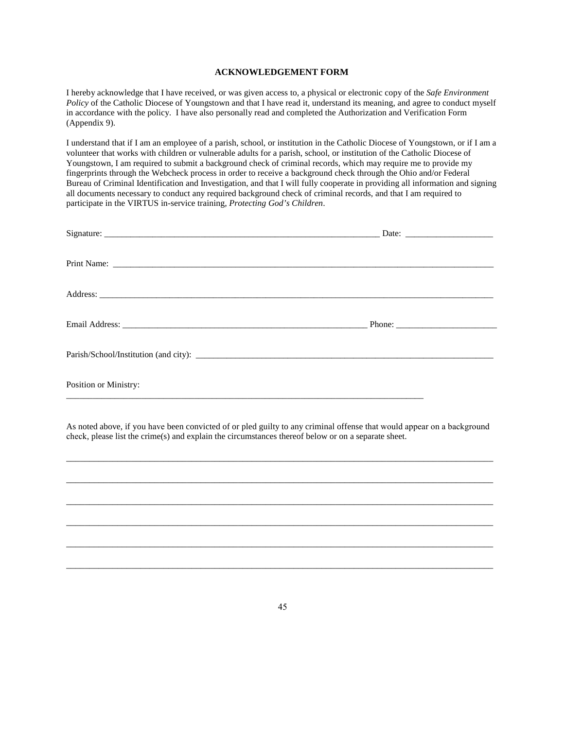**ACKNOWLEDGEMENT FORM**

I hereby acknowledge that I have received, or was given access to, a physical or electronic copy of the *Safe Environment Policy* of the Catholic Diocese of Youngstown and that I have read it, understand its meaning, and agree to conduct myself in accordance with the policy. I have also personally read and completed the Authorization and Verification Form (Appendix 9).

I understand that if I am an employee of a parish, school, or institution in the Catholic Diocese of Youngstown, or if I am a volunteer that works with children or vulnerable adults for a parish, school, or institution of the Catholic Diocese of Youngstown, I am required to submit a background check of criminal records, which may require me to provide my fingerprints through the Webcheck process in order to receive a background check through the Ohio and/or Federal Bureau of Criminal Identification and Investigation, and that I will fully cooperate in providing all information and signing all documents necessary to conduct any required background check of criminal records, and that I am required to participate in the VIRTUS in-service training, *Protecting God's Children*.

Signature: _________________________________________________________________ Date: ____________________

Print Name: ___________________________________________________________________________________________

Address: ______________________________________________________________________________________________

Email Address: __________________________________________________________ Phone: _______________________

Parish/School/Institution (and city): ________________________________________________________________

Position or Ministry:
_________________________________________________________________________________

As noted above, if you have been convicted of or pled guilty to any criminal offense that would appear on a background check, please list the crime(s) and explain the circumstances thereof below or on a separate sheet.

_______________________________________________________________________________________________________

_______________________________________________________________________________________________________

_______________________________________________________________________________________________________

_______________________________________________________________________________________________________

_______________________________________________________________________________________________________

_______________________________________________________________________________________________________